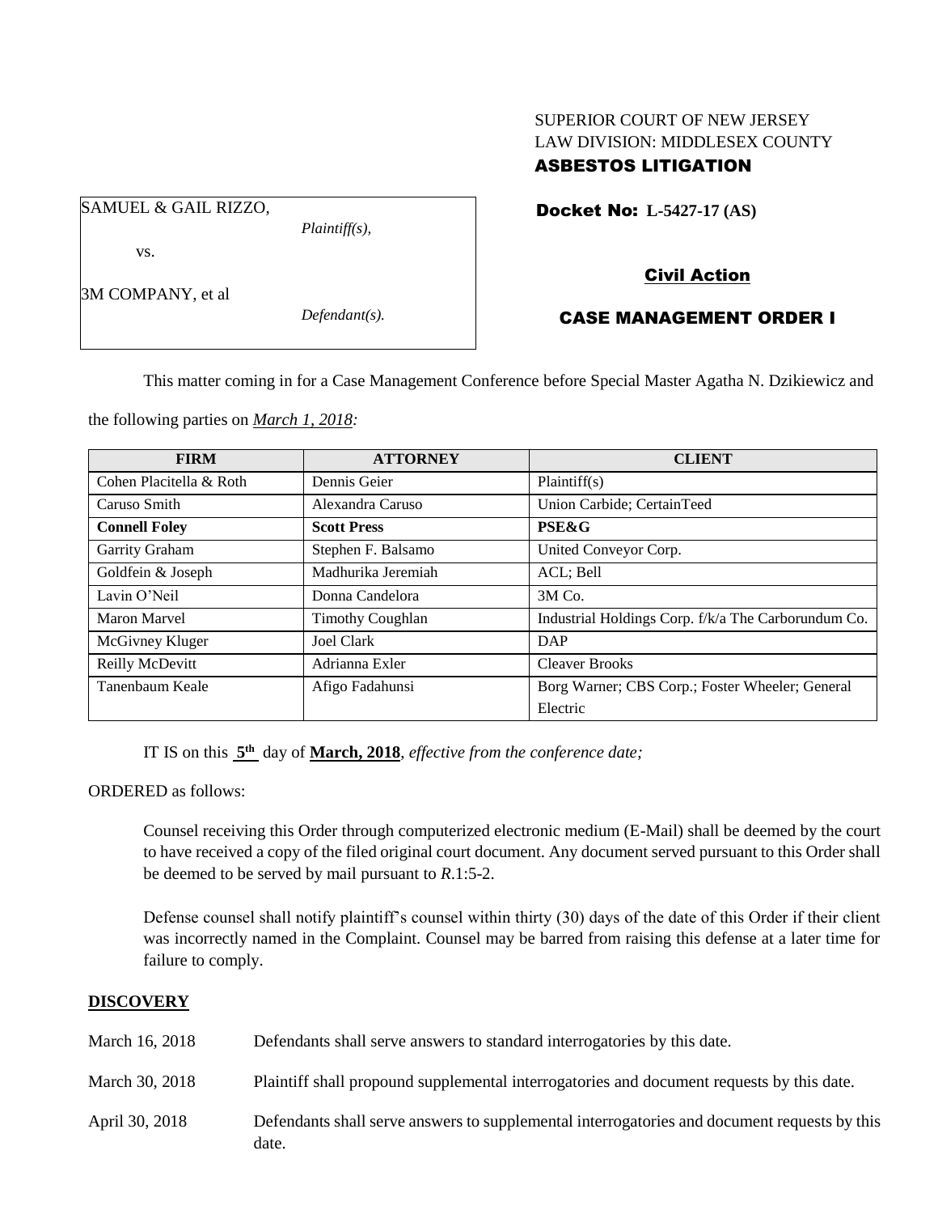SUPERIOR COURT OF NEW JERSEY
LAW DIVISION: MIDDLESEX COUNTY
**ASBESTOS LITIGATION**

SAMUEL & GAIL RIZZO,
*Plaintiff(s),*

vs.

3M COMPANY, et al
*Defendant(s).*

**Docket No: L-5427-17 (AS)**

**Civil Action**

**CASE MANAGEMENT ORDER I**

This matter coming in for a Case Management Conference before Special Master Agatha N. Dzikiewicz and the following parties on ***March 1, 2018:***

| FIRM | ATTORNEY | CLIENT |
|---|---|---|
| Cohen Placitella & Roth | Dennis Geier | Plaintiff(s) |
| Caruso Smith | Alexandra Caruso | Union Carbide; CertainTeed |
| **Connell Foley** | **Scott Press** | **PSE&G** |
| Garrity Graham | Stephen F. Balsamo | United Conveyor Corp. |
| Goldfein & Joseph | Madhurika Jeremiah | ACL; Bell |
| Lavin O'Neil | Donna Candelora | 3M Co. |
| Maron Marvel | Timothy Coughlan | Industrial Holdings Corp. f/k/a The Carborundum Co. |
| McGivney Kluger | Joel Clark | DAP |
| Reilly McDevitt | Adrianna Exler | Cleaver Brooks |
| Tanenbaum Keale | Afigo Fadahunsi | Borg Warner; CBS Corp.; Foster Wheeler; General Electric |

IT IS on this **5th** day of **March, 2018**, *effective from the conference date;*

ORDERED as follows:

Counsel receiving this Order through computerized electronic medium (E-Mail) shall be deemed by the court to have received a copy of the filed original court document. Any document served pursuant to this Order shall be deemed to be served by mail pursuant to *R*.1:5-2.

Defense counsel shall notify plaintiff's counsel within thirty (30) days of the date of this Order if their client was incorrectly named in the Complaint. Counsel may be barred from raising this defense at a later time for failure to comply.

**DISCOVERY**

March 16, 2018 — Defendants shall serve answers to standard interrogatories by this date.

March 30, 2018 — Plaintiff shall propound supplemental interrogatories and document requests by this date.

April 30, 2018 — Defendants shall serve answers to supplemental interrogatories and document requests by this date.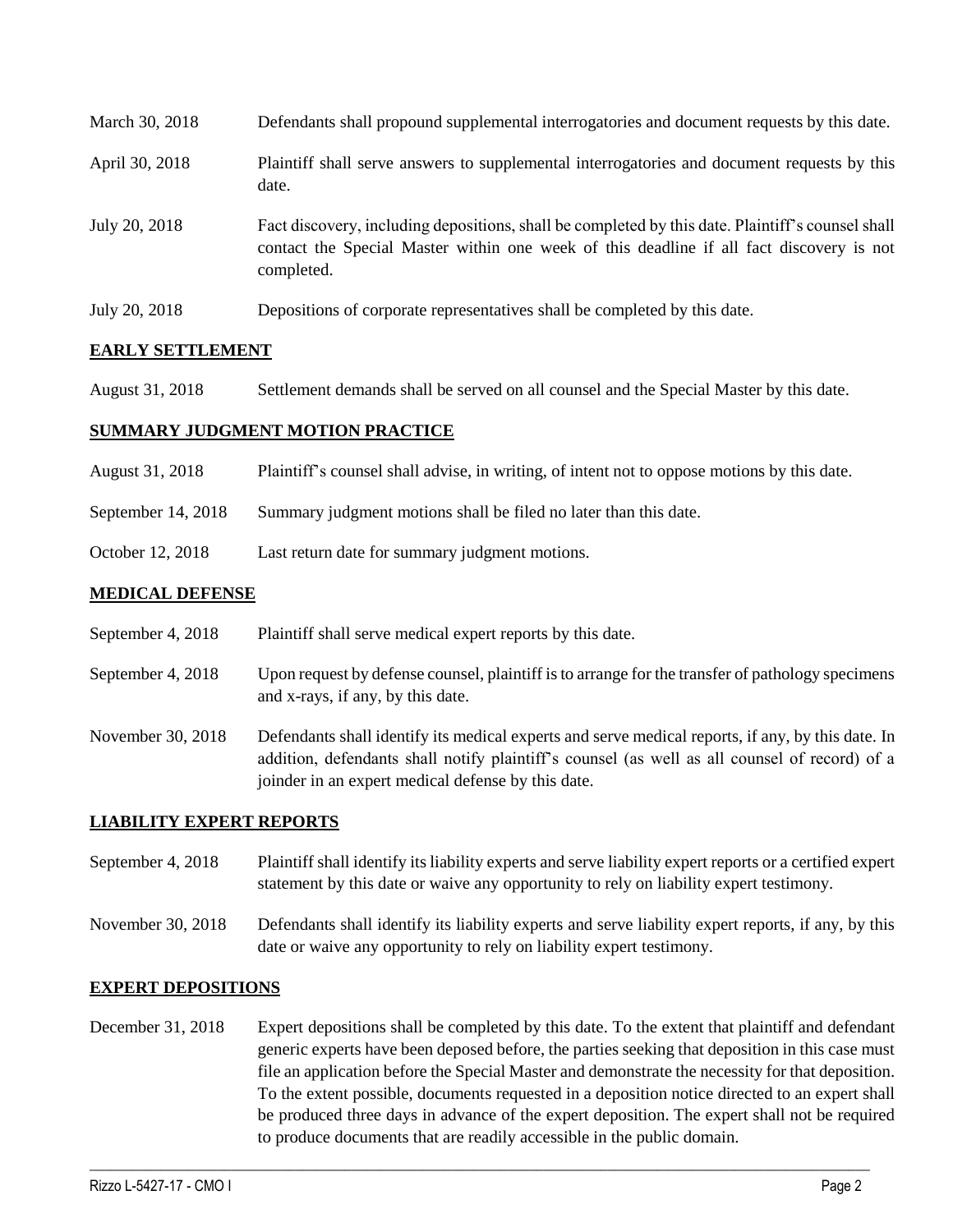| | |
|---|---|
| March 30, 2018 | Defendants shall propound supplemental interrogatories and document requests by this date. |
| April 30, 2018 | Plaintiff shall serve answers to supplemental interrogatories and document requests by this date. |
| July 20, 2018 | Fact discovery, including depositions, shall be completed by this date. Plaintiff's counsel shall contact the Special Master within one week of this deadline if all fact discovery is not completed. |
| July 20, 2018 | Depositions of corporate representatives shall be completed by this date. |

## EARLY SETTLEMENT

| | |
|---|---|
| August 31, 2018 | Settlement demands shall be served on all counsel and the Special Master by this date. |

## SUMMARY JUDGMENT MOTION PRACTICE

| | |
|---|---|
| August 31, 2018 | Plaintiff's counsel shall advise, in writing, of intent not to oppose motions by this date. |
| September 14, 2018 | Summary judgment motions shall be filed no later than this date. |
| October 12, 2018 | Last return date for summary judgment motions. |

## MEDICAL DEFENSE

| | |
|---|---|
| September 4, 2018 | Plaintiff shall serve medical expert reports by this date. |
| September 4, 2018 | Upon request by defense counsel, plaintiff is to arrange for the transfer of pathology specimens and x-rays, if any, by this date. |
| November 30, 2018 | Defendants shall identify its medical experts and serve medical reports, if any, by this date. In addition, defendants shall notify plaintiff's counsel (as well as all counsel of record) of a joinder in an expert medical defense by this date. |

## LIABILITY EXPERT REPORTS

| | |
|---|---|
| September 4, 2018 | Plaintiff shall identify its liability experts and serve liability expert reports or a certified expert statement by this date or waive any opportunity to rely on liability expert testimony. |
| November 30, 2018 | Defendants shall identify its liability experts and serve liability expert reports, if any, by this date or waive any opportunity to rely on liability expert testimony. |

## EXPERT DEPOSITIONS

| | |
|---|---|
| December 31, 2018 | Expert depositions shall be completed by this date. To the extent that plaintiff and defendant generic experts have been deposed before, the parties seeking that deposition in this case must file an application before the Special Master and demonstrate the necessity for that deposition. To the extent possible, documents requested in a deposition notice directed to an expert shall be produced three days in advance of the expert deposition. The expert shall not be required to produce documents that are readily accessible in the public domain. |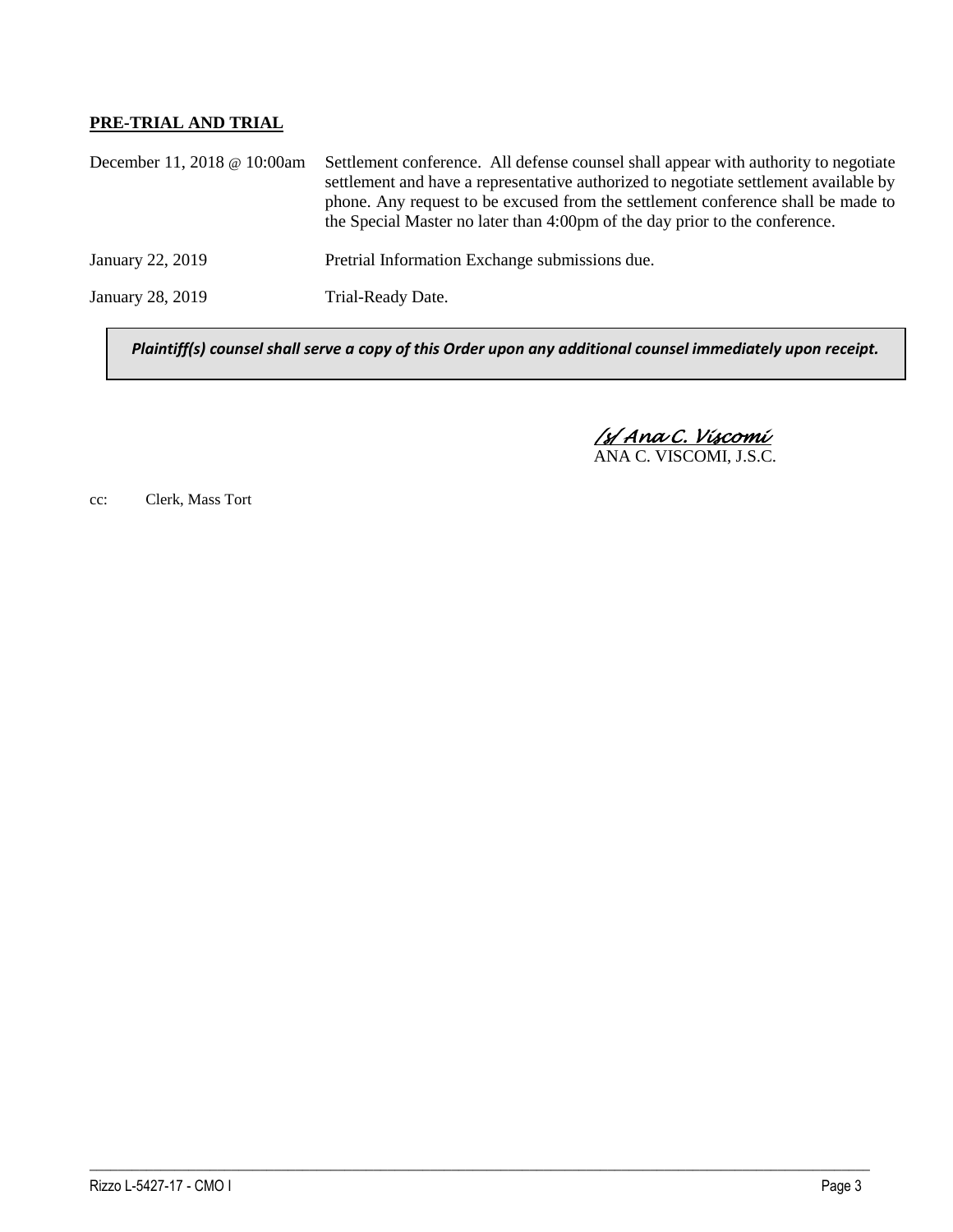**PRE-TRIAL AND TRIAL**

| | |
|---|---|
| December 11, 2018 @ 10:00am | Settlement conference. All defense counsel shall appear with authority to negotiate settlement and have a representative authorized to negotiate settlement available by phone. Any request to be excused from the settlement conference shall be made to the Special Master no later than 4:00pm of the day prior to the conference. |
| January 22, 2019 | Pretrial Information Exchange submissions due. |
| January 28, 2019 | Trial-Ready Date. |

***Plaintiff(s) counsel shall serve a copy of this Order upon any additional counsel immediately upon receipt.***

/s/ Ana C. Viscomi
ANA C. VISCOMI, J.S.C.

cc: Clerk, Mass Tort